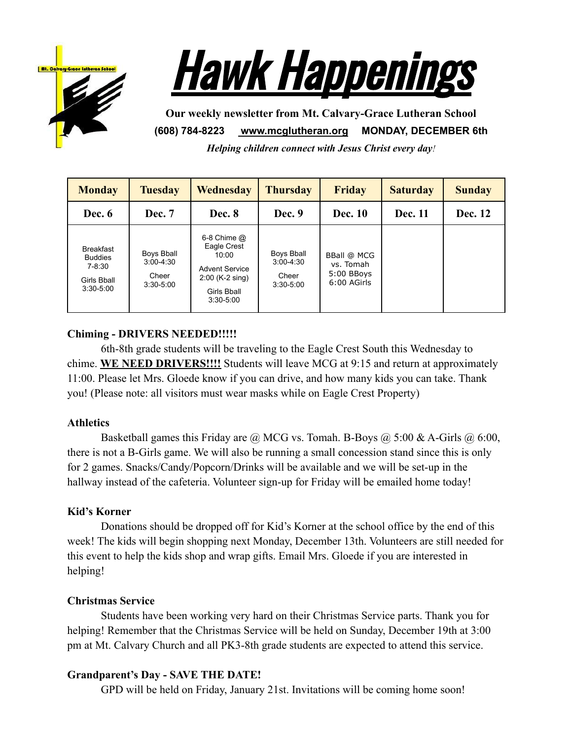# Hawk Happenings

**Our weekly newsletter from Mt. Calvary-Grace Lutheran School**

**(608) 784-8223   www.mcglutheran.org   MONDAY, DECEMBER 6th**

***Helping children connect with Jesus Christ every day!***

| Monday | Tuesday | Wednesday | Thursday | Friday | Saturday | Sunday |
|---|---|---|---|---|---|---|
| **Dec. 6** | **Dec. 7** | **Dec. 8** | **Dec. 9** | **Dec. 10** | **Dec. 11** | **Dec. 12** |
| Breakfast Buddies 7-8:30<br>Girls Bball 3:30-5:00 | Boys Bball 3:00-4:30<br>Cheer 3:30-5:00 | 6-8 Chime @ Eagle Crest 10:00<br>Advent Service 2:00 (K-2 sing)<br>Girls Bball 3:30-5:00 | Boys Bball 3:00-4:30<br>Cheer 3:30-5:00 | BBall @ MCG vs. Tomah 5:00 BBoys 6:00 AGirls | | |

**Chiming - DRIVERS NEEDED!!!!!**

6th-8th grade students will be traveling to the Eagle Crest South this Wednesday to chime. **WE NEED DRIVERS!!!!** Students will leave MCG at 9:15 and return at approximately 11:00. Please let Mrs. Gloede know if you can drive, and how many kids you can take. Thank you! (Please note: all visitors must wear masks while on Eagle Crest Property)

**Athletics**

Basketball games this Friday are @ MCG vs. Tomah. B-Boys @ 5:00 & A-Girls @ 6:00, there is not a B-Girls game. We will also be running a small concession stand since this is only for 2 games. Snacks/Candy/Popcorn/Drinks will be available and we will be set-up in the hallway instead of the cafeteria. Volunteer sign-up for Friday will be emailed home today!

**Kid's Korner**

Donations should be dropped off for Kid's Korner at the school office by the end of this week! The kids will begin shopping next Monday, December 13th. Volunteers are still needed for this event to help the kids shop and wrap gifts. Email Mrs. Gloede if you are interested in helping!

**Christmas Service**

Students have been working very hard on their Christmas Service parts. Thank you for helping! Remember that the Christmas Service will be held on Sunday, December 19th at 3:00 pm at Mt. Calvary Church and all PK3-8th grade students are expected to attend this service.

**Grandparent's Day - SAVE THE DATE!**

GPD will be held on Friday, January 21st. Invitations will be coming home soon!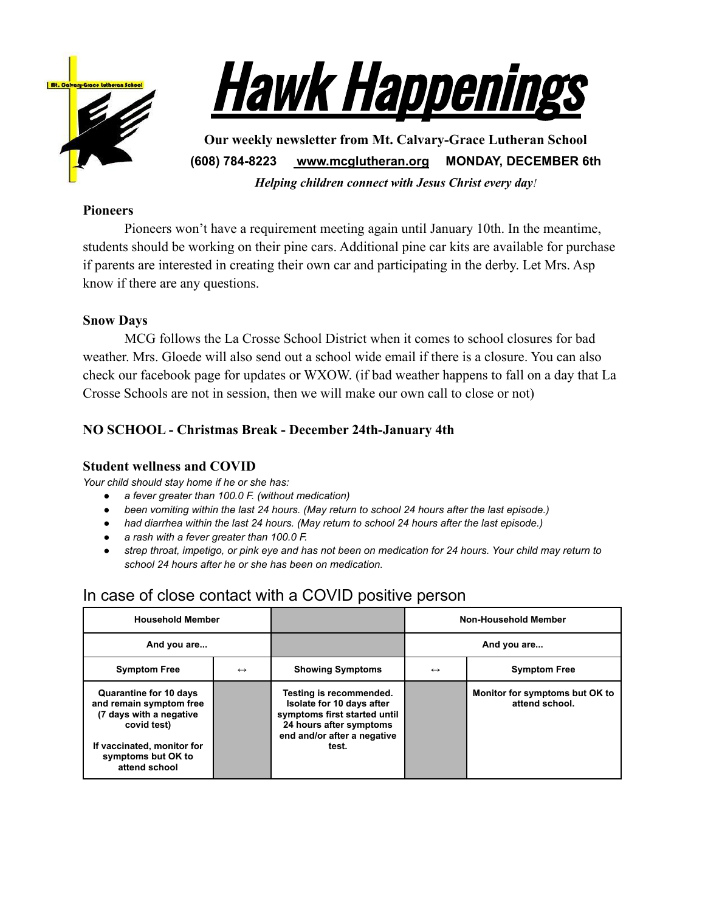# Hawk Happenings

**Our weekly newsletter from Mt. Calvary-Grace Lutheran School**

**(608) 784-8223 www.mcglutheran.org MONDAY, DECEMBER 6th**

***Helping children connect with Jesus Christ every day!***

**Pioneers**

Pioneers won't have a requirement meeting again until January 10th. In the meantime, students should be working on their pine cars. Additional pine car kits are available for purchase if parents are interested in creating their own car and participating in the derby. Let Mrs. Asp know if there are any questions.

**Snow Days**

MCG follows the La Crosse School District when it comes to school closures for bad weather. Mrs. Gloede will also send out a school wide email if there is a closure. You can also check our facebook page for updates or WXOW. (if bad weather happens to fall on a day that La Crosse Schools are not in session, then we will make our own call to close or not)

**NO SCHOOL - Christmas Break - December 24th-January 4th**

**Student wellness and COVID**

*Your child should stay home if he or she has:*

- *a fever greater than 100.0 F. (without medication)*
- *been vomiting within the last 24 hours. (May return to school 24 hours after the last episode.)*
- *had diarrhea within the last 24 hours. (May return to school 24 hours after the last episode.)*
- *a rash with a fever greater than 100.0 F.*
- *strep throat, impetigo, or pink eye and has not been on medication for 24 hours. Your child may return to school 24 hours after he or she has been on medication.*

## In case of close contact with a COVID positive person

| Household Member | | | | Non-Household Member |
|---|---|---|---|---|
| And you are... | | | | And you are... |
| Symptom Free | ↔ | Showing Symptoms | ↔ | Symptom Free |
| Quarantine for 10 days and remain symptom free (7 days with a negative covid test)<br><br>If vaccinated, monitor for symptoms but OK to attend school | | Testing is recommended. Isolate for 10 days after symptoms first started until 24 hours after symptoms end and/or after a negative test. | | Monitor for symptoms but OK to attend school. |